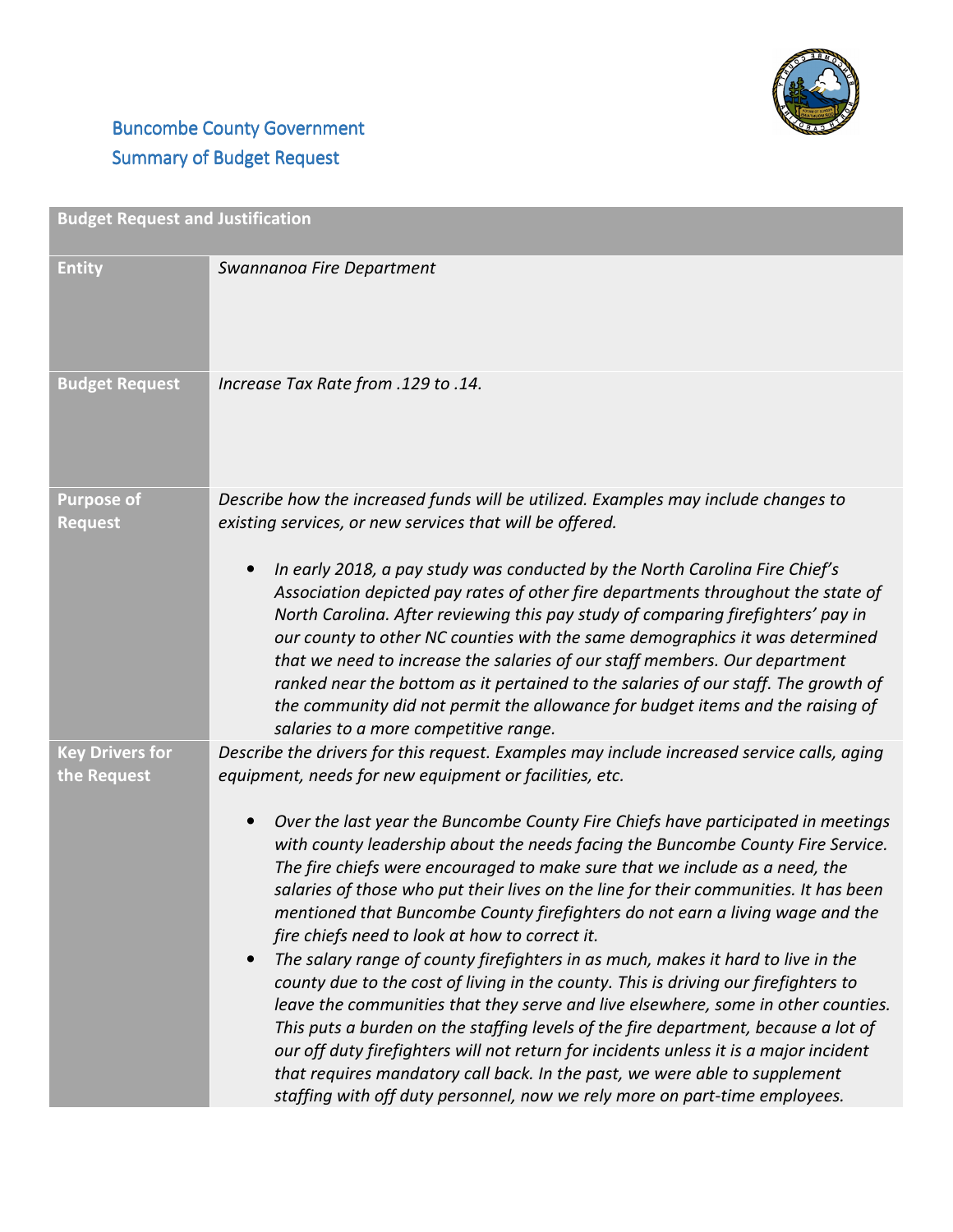# Buncombe County Government
## Summary of Budget Request

| Budget Request and Justification | |
|---|---|
| **Entity** | *Swannanoa Fire Department* |
| **Budget Request** | *Increase Tax Rate from .129 to .14.* |
| **Purpose of Request** | *Describe how the increased funds will be utilized. Examples may include changes to existing services, or new services that will be offered.*<br><br>• *In early 2018, a pay study was conducted by the North Carolina Fire Chief's Association depicted pay rates of other fire departments throughout the state of North Carolina. After reviewing this pay study of comparing firefighters' pay in our county to other NC counties with the same demographics it was determined that we need to increase the salaries of our staff members. Our department ranked near the bottom as it pertained to the salaries of our staff. The growth of the community did not permit the allowance for budget items and the raising of salaries to a more competitive range.* |
| **Key Drivers for the Request** | *Describe the drivers for this request. Examples may include increased service calls, aging equipment, needs for new equipment or facilities, etc.*<br><br>• *Over the last year the Buncombe County Fire Chiefs have participated in meetings with county leadership about the needs facing the Buncombe County Fire Service. The fire chiefs were encouraged to make sure that we include as a need, the salaries of those who put their lives on the line for their communities. It has been mentioned that Buncombe County firefighters do not earn a living wage and the fire chiefs need to look at how to correct it.*<br>• *The salary range of county firefighters in as much, makes it hard to live in the county due to the cost of living in the county. This is driving our firefighters to leave the communities that they serve and live elsewhere, some in other counties. This puts a burden on the staffing levels of the fire department, because a lot of our off duty firefighters will not return for incidents unless it is a major incident that requires mandatory call back. In the past, we were able to supplement staffing with off duty personnel, now we rely more on part-time employees.* |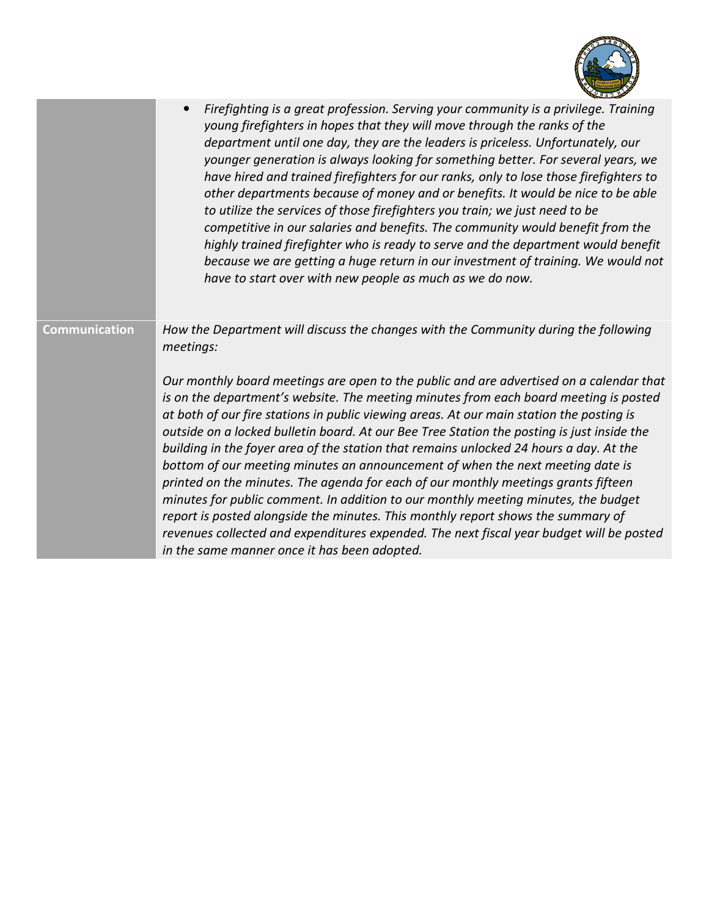| | |
|---|---|
| | • *Firefighting is a great profession. Serving your community is a privilege. Training young firefighters in hopes that they will move through the ranks of the department until one day, they are the leaders is priceless. Unfortunately, our younger generation is always looking for something better. For several years, we have hired and trained firefighters for our ranks, only to lose those firefighters to other departments because of money and or benefits. It would be nice to be able to utilize the services of those firefighters you train; we just need to be competitive in our salaries and benefits. The community would benefit from the highly trained firefighter who is ready to serve and the department would benefit because we are getting a huge return in our investment of training. We would not have to start over with new people as much as we do now.* |
| **Communication** | *How the Department will discuss the changes with the Community during the following meetings:*<br><br>*Our monthly board meetings are open to the public and are advertised on a calendar that is on the department's website. The meeting minutes from each board meeting is posted at both of our fire stations in public viewing areas. At our main station the posting is outside on a locked bulletin board. At our Bee Tree Station the posting is just inside the building in the foyer area of the station that remains unlocked 24 hours a day. At the bottom of our meeting minutes an announcement of when the next meeting date is printed on the minutes. The agenda for each of our monthly meetings grants fifteen minutes for public comment. In addition to our monthly meeting minutes, the budget report is posted alongside the minutes. This monthly report shows the summary of revenues collected and expenditures expended. The next fiscal year budget will be posted in the same manner once it has been adopted.* |